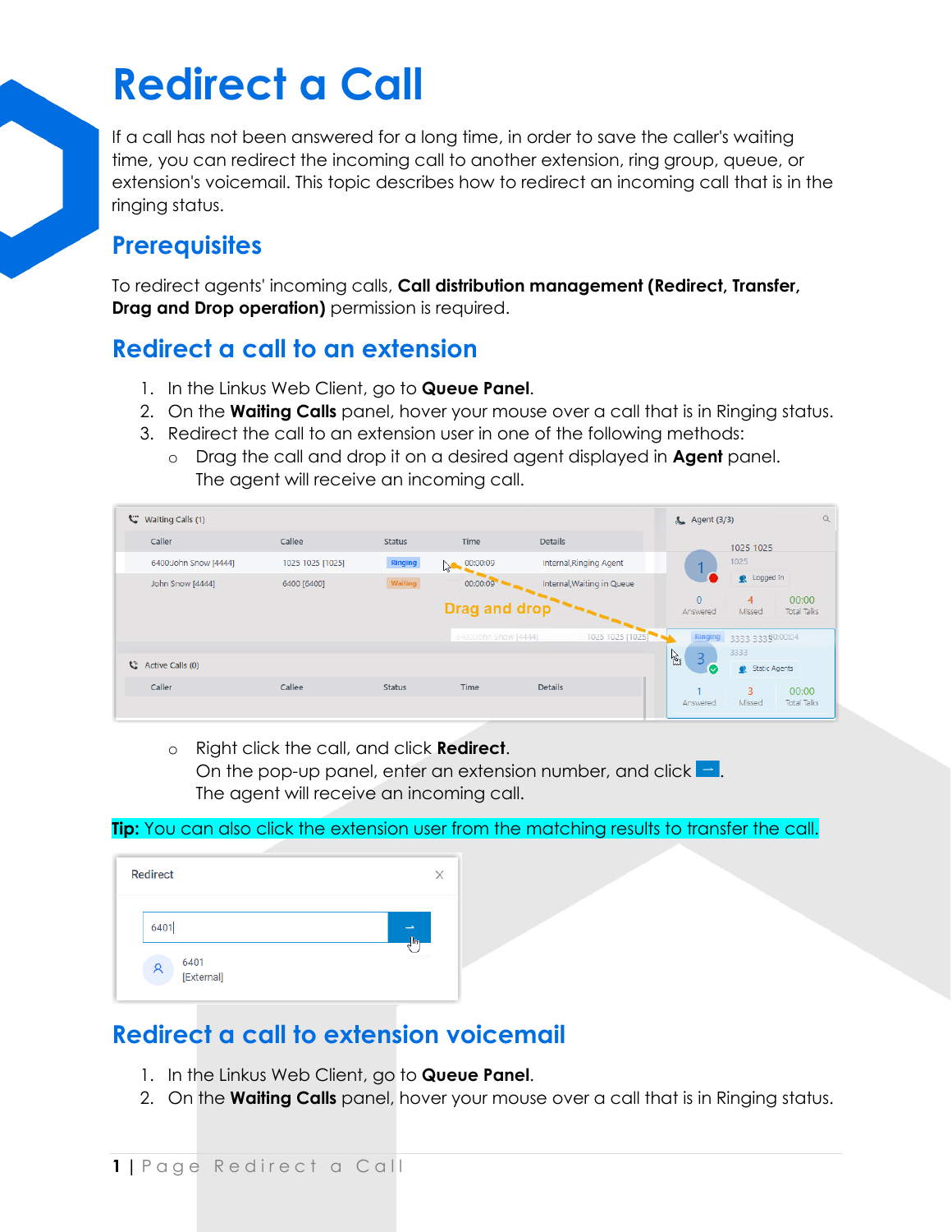# Redirect a Call

If a call has not been answered for a long time, in order to save the caller's waiting time, you can redirect the incoming call to another extension, ring group, queue, or extension's voicemail. This topic describes how to redirect an incoming call that is in the ringing status.

## Prerequisites

To redirect agents' incoming calls, **Call distribution management (Redirect, Transfer, Drag and Drop operation)** permission is required.

## Redirect a call to an extension

1. In the Linkus Web Client, go to **Queue Panel**.
2. On the **Waiting Calls** panel, hover your mouse over a call that is in Ringing status.
3. Redirect the call to an extension user in one of the following methods:
   - Drag the call and drop it on a desired agent displayed in **Agent** panel. The agent will receive an incoming call.
   - Right click the call, and click **Redirect**. On the pop-up panel, enter an extension number, and click →. The agent will receive an incoming call.

**Tip:** You can also click the extension user from the matching results to transfer the call.

## Redirect a call to extension voicemail

1. In the Linkus Web Client, go to **Queue Panel**.
2. On the **Waiting Calls** panel, hover your mouse over a call that is in Ringing status.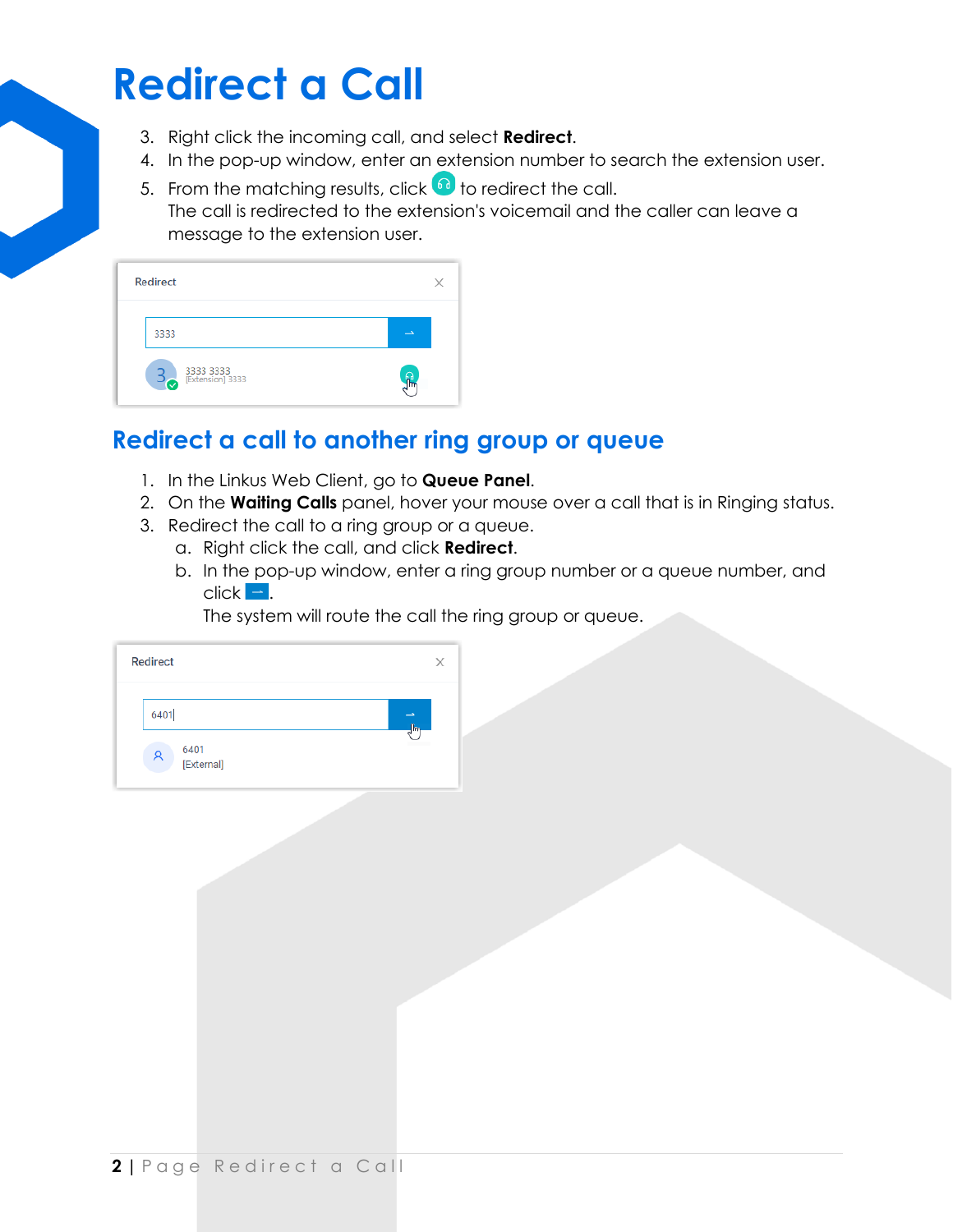# Redirect a Call

3. Right click the incoming call, and select **Redirect**.
4. In the pop-up window, enter an extension number to search the extension user.
5. From the matching results, click to redirect the call.
   The call is redirected to the extension's voicemail and the caller can leave a message to the extension user.

## Redirect a call to another ring group or queue

1. In the Linkus Web Client, go to **Queue Panel**.
2. On the **Waiting Calls** panel, hover your mouse over a call that is in Ringing status.
3. Redirect the call to a ring group or a queue.
   a. Right click the call, and click **Redirect**.
   b. In the pop-up window, enter a ring group number or a queue number, and click .
      The system will route the call the ring group or queue.